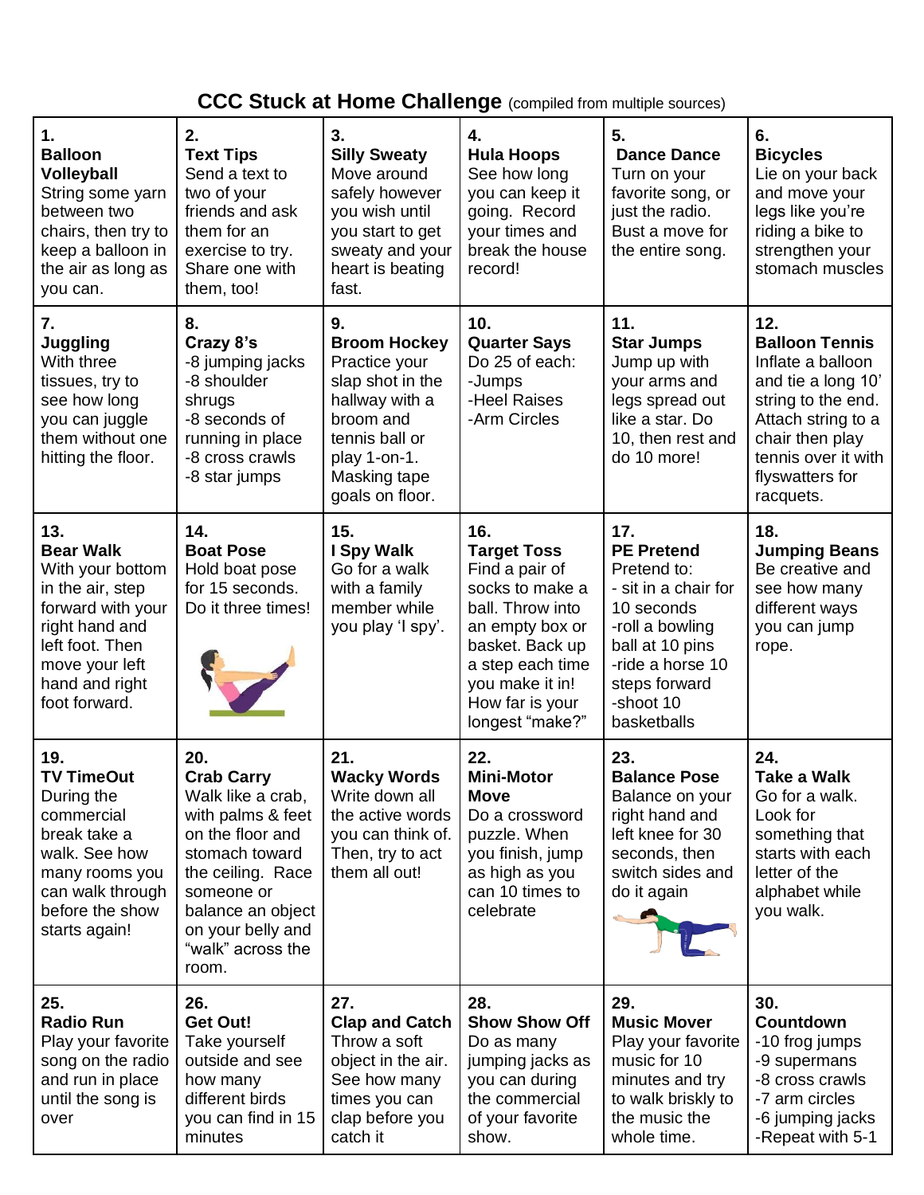# CCC Stuck at Home Challenge (compiled from multiple sources)

| | | | | | |
|---|---|---|---|---|---|
| **1. Balloon Volleyball** String some yarn between two chairs, then try to keep a balloon in the air as long as you can. | **2. Text Tips** Send a text to two of your friends and ask them for an exercise to try. Share one with them, too! | **3. Silly Sweaty** Move around safely however you wish until you start to get sweaty and your heart is beating fast. | **4. Hula Hoops** See how long you can keep it going. Record your times and break the house record! | **5. Dance Dance** Turn on your favorite song, or just the radio. Bust a move for the entire song. | **6. Bicycles** Lie on your back and move your legs like you're riding a bike to strengthen your stomach muscles |
| **7. Juggling** With three tissues, try to see how long you can juggle them without one hitting the floor. | **8. Crazy 8's** -8 jumping jacks -8 shoulder shrugs -8 seconds of running in place -8 cross crawls -8 star jumps | **9. Broom Hockey** Practice your slap shot in the hallway with a broom and tennis ball or play 1-on-1. Masking tape goals on floor. | **10. Quarter Says** Do 25 of each: -Jumps -Heel Raises -Arm Circles | **11. Star Jumps** Jump up with your arms and legs spread out like a star. Do 10, then rest and do 10 more! | **12. Balloon Tennis** Inflate a balloon and tie a long 10' string to the end. Attach string to a chair then play tennis over it with flyswatters for racquets. |
| **13. Bear Walk** With your bottom in the air, step forward with your right hand and left foot. Then move your left hand and right foot forward. | **14. Boat Pose** Hold boat pose for 15 seconds. Do it three times! | **15. I Spy Walk** Go for a walk with a family member while you play 'I spy'. | **16. Target Toss** Find a pair of socks to make a ball. Throw into an empty box or basket. Back up a step each time you make it in! How far is your longest "make?" | **17. PE Pretend** Pretend to: - sit in a chair for 10 seconds -roll a bowling ball at 10 pins -ride a horse 10 steps forward -shoot 10 basketballs | **18. Jumping Beans** Be creative and see how many different ways you can jump rope. |
| **19. TV TimeOut** During the commercial break take a walk. See how many rooms you can walk through before the show starts again! | **20. Crab Carry** Walk like a crab, with palms & feet on the floor and stomach toward the ceiling. Race someone or balance an object on your belly and "walk" across the room. | **21. Wacky Words** Write down all the active words you can think of. Then, try to act them all out! | **22. Mini-Motor Move** Do a crossword puzzle. When you finish, jump as high as you can 10 times to celebrate | **23. Balance Pose** Balance on your right hand and left knee for 30 seconds, then switch sides and do it again | **24. Take a Walk** Go for a walk. Look for something that starts with each letter of the alphabet while you walk. |
| **25. Radio Run** Play your favorite song on the radio and run in place until the song is over | **26. Get Out!** Take yourself outside and see how many different birds you can find in 15 minutes | **27. Clap and Catch** Throw a soft object in the air. See how many times you can clap before you catch it | **28. Show Show Off** Do as many jumping jacks as you can during the commercial of your favorite show. | **29. Music Mover** Play your favorite music for 10 minutes and try to walk briskly to the music the whole time. | **30. Countdown** -10 frog jumps -9 supermans -8 cross crawls -7 arm circles -6 jumping jacks -Repeat with 5-1 |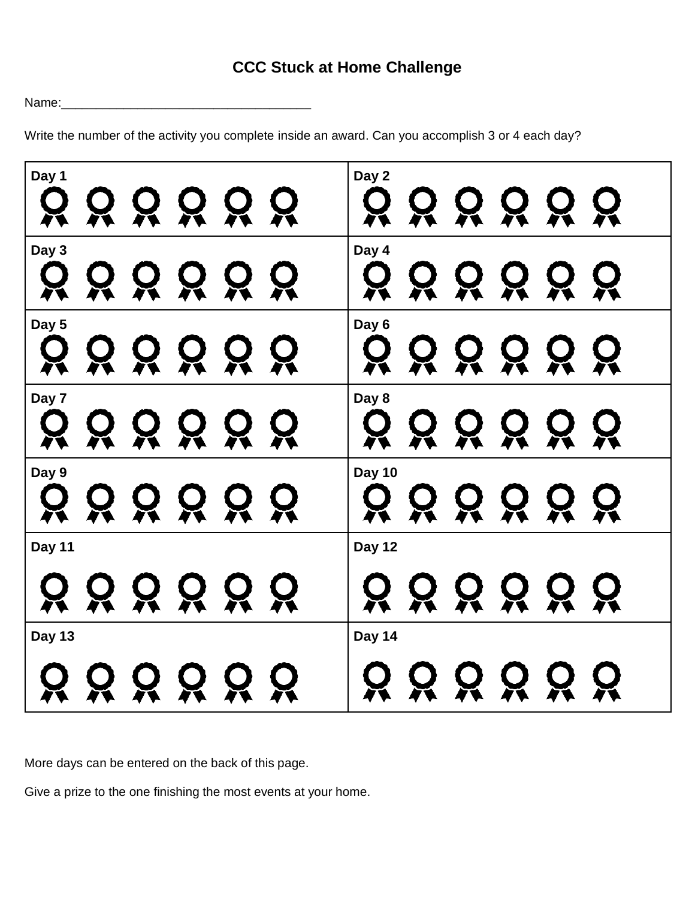# CCC Stuck at Home Challenge

Name:\_\_\_\_\_\_\_\_\_\_\_\_\_\_\_\_\_\_\_\_\_\_\_\_\_\_\_\_\_\_\_\_\_\_\_\_\_\_

Write the number of the activity you complete inside an award. Can you accomplish 3 or 4 each day?

| | |
|---|---|
| **Day 1** | **Day 2** |
| **Day 3** | **Day 4** |
| **Day 5** | **Day 6** |
| **Day 7** | **Day 8** |
| **Day 9** | **Day 10** |
| **Day 11** | **Day 12** |
| **Day 13** | **Day 14** |

More days can be entered on the back of this page.

Give a prize to the one finishing the most events at your home.